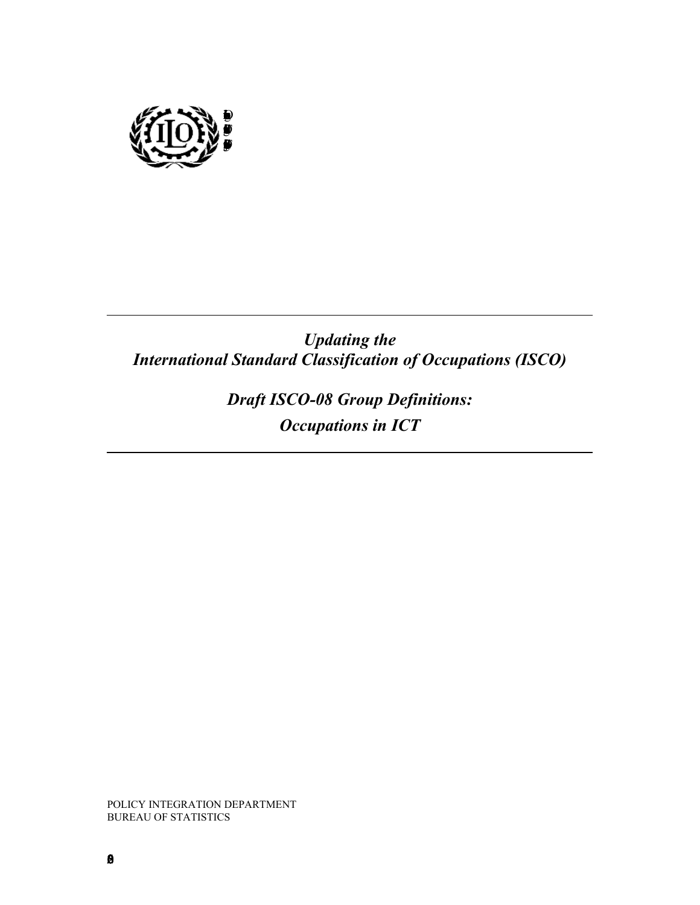*Updating the*
*International Standard Classification of Occupations (ISCO)*

# *Draft ISCO-08 Group Definitions: Occupations in ICT*

POLICY INTEGRATION DEPARTMENT
BUREAU OF STATISTICS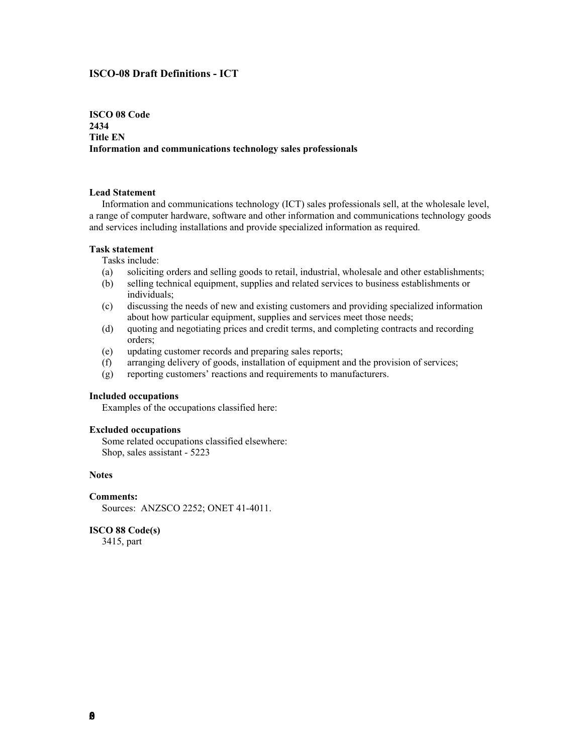### ISCO-08 Draft Definitions - ICT

**ISCO 08 Code**
**2434**
**Title EN**
**Information and communications technology sales professionals**

**Lead Statement**

Information and communications technology (ICT) sales professionals sell, at the wholesale level, a range of computer hardware, software and other information and communications technology goods and services including installations and provide specialized information as required.

**Task statement**

Tasks include:

- (a) soliciting orders and selling goods to retail, industrial, wholesale and other establishments;
- (b) selling technical equipment, supplies and related services to business establishments or individuals;
- (c) discussing the needs of new and existing customers and providing specialized information about how particular equipment, supplies and services meet those needs;
- (d) quoting and negotiating prices and credit terms, and completing contracts and recording orders;
- (e) updating customer records and preparing sales reports;
- (f) arranging delivery of goods, installation of equipment and the provision of services;
- (g) reporting customers' reactions and requirements to manufacturers.

**Included occupations**

Examples of the occupations classified here:

**Excluded occupations**

Some related occupations classified elsewhere:
Shop, sales assistant - 5223

**Notes**

**Comments:**

Sources: ANZSCO 2252; ONET 41-4011.

**ISCO 88 Code(s)**

3415, part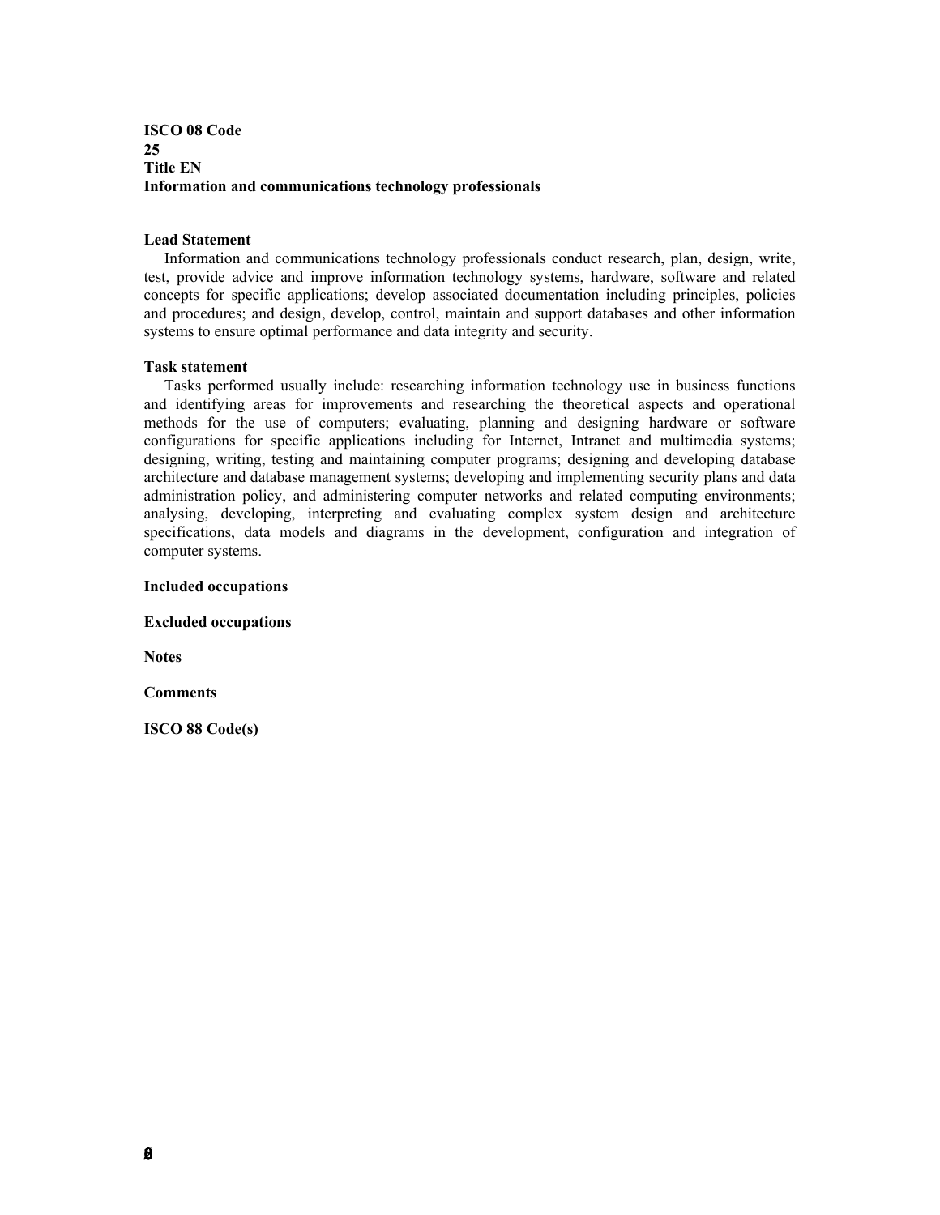**ISCO 08 Code**
**25**
**Title EN**
**Information and communications technology professionals**

**Lead Statement**

Information and communications technology professionals conduct research, plan, design, write, test, provide advice and improve information technology systems, hardware, software and related concepts for specific applications; develop associated documentation including principles, policies and procedures; and design, develop, control, maintain and support databases and other information systems to ensure optimal performance and data integrity and security.

**Task statement**

Tasks performed usually include: researching information technology use in business functions and identifying areas for improvements and researching the theoretical aspects and operational methods for the use of computers; evaluating, planning and designing hardware or software configurations for specific applications including for Internet, Intranet and multimedia systems; designing, writing, testing and maintaining computer programs; designing and developing database architecture and database management systems; developing and implementing security plans and data administration policy, and administering computer networks and related computing environments; analysing, developing, interpreting and evaluating complex system design and architecture specifications, data models and diagrams in the development, configuration and integration of computer systems.

**Included occupations**

**Excluded occupations**

**Notes**

**Comments**

**ISCO 88 Code(s)**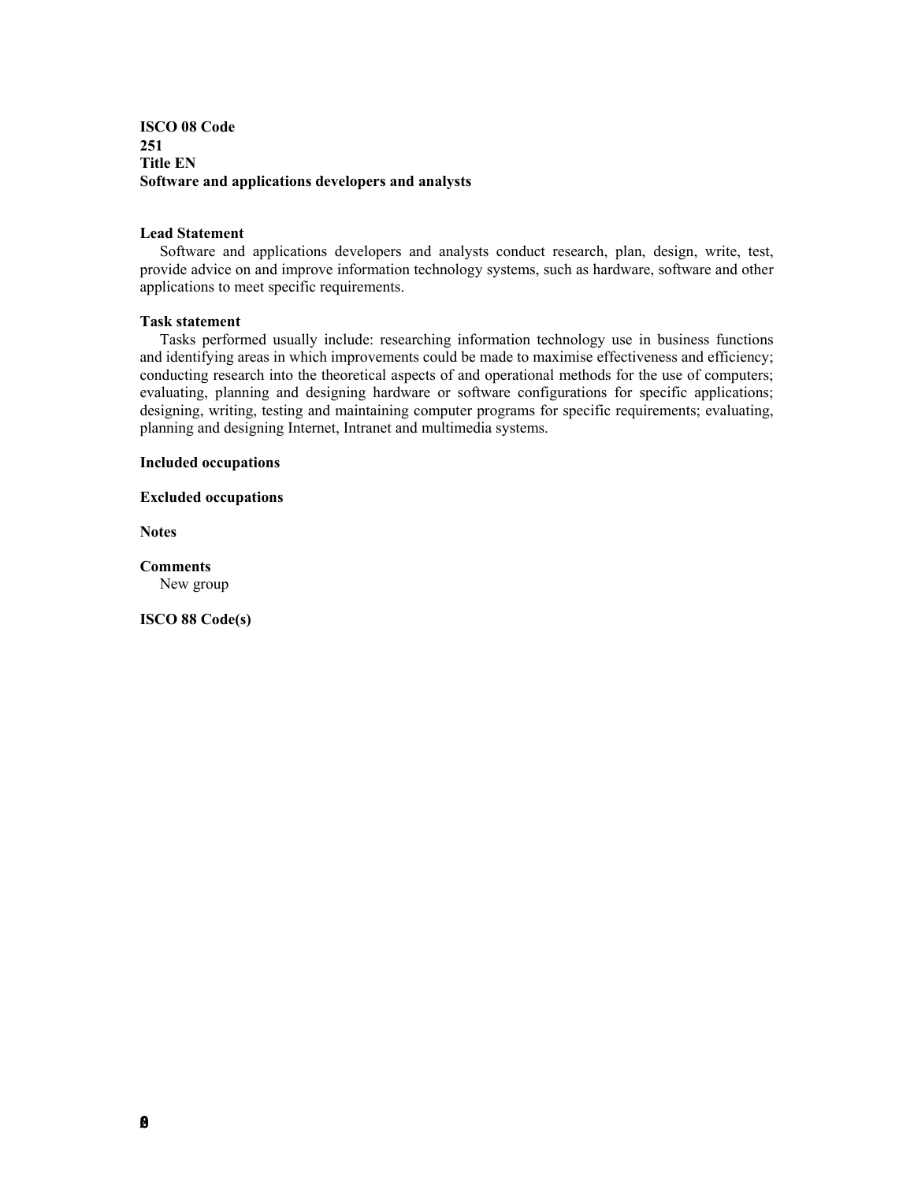**ISCO 08 Code**
**251**
**Title EN**
**Software and applications developers and analysts**

**Lead Statement**

Software and applications developers and analysts conduct research, plan, design, write, test, provide advice on and improve information technology systems, such as hardware, software and other applications to meet specific requirements.

**Task statement**

Tasks performed usually include: researching information technology use in business functions and identifying areas in which improvements could be made to maximise effectiveness and efficiency; conducting research into the theoretical aspects of and operational methods for the use of computers; evaluating, planning and designing hardware or software configurations for specific applications; designing, writing, testing and maintaining computer programs for specific requirements; evaluating, planning and designing Internet, Intranet and multimedia systems.

**Included occupations**

**Excluded occupations**

**Notes**

**Comments**

New group

**ISCO 88 Code(s)**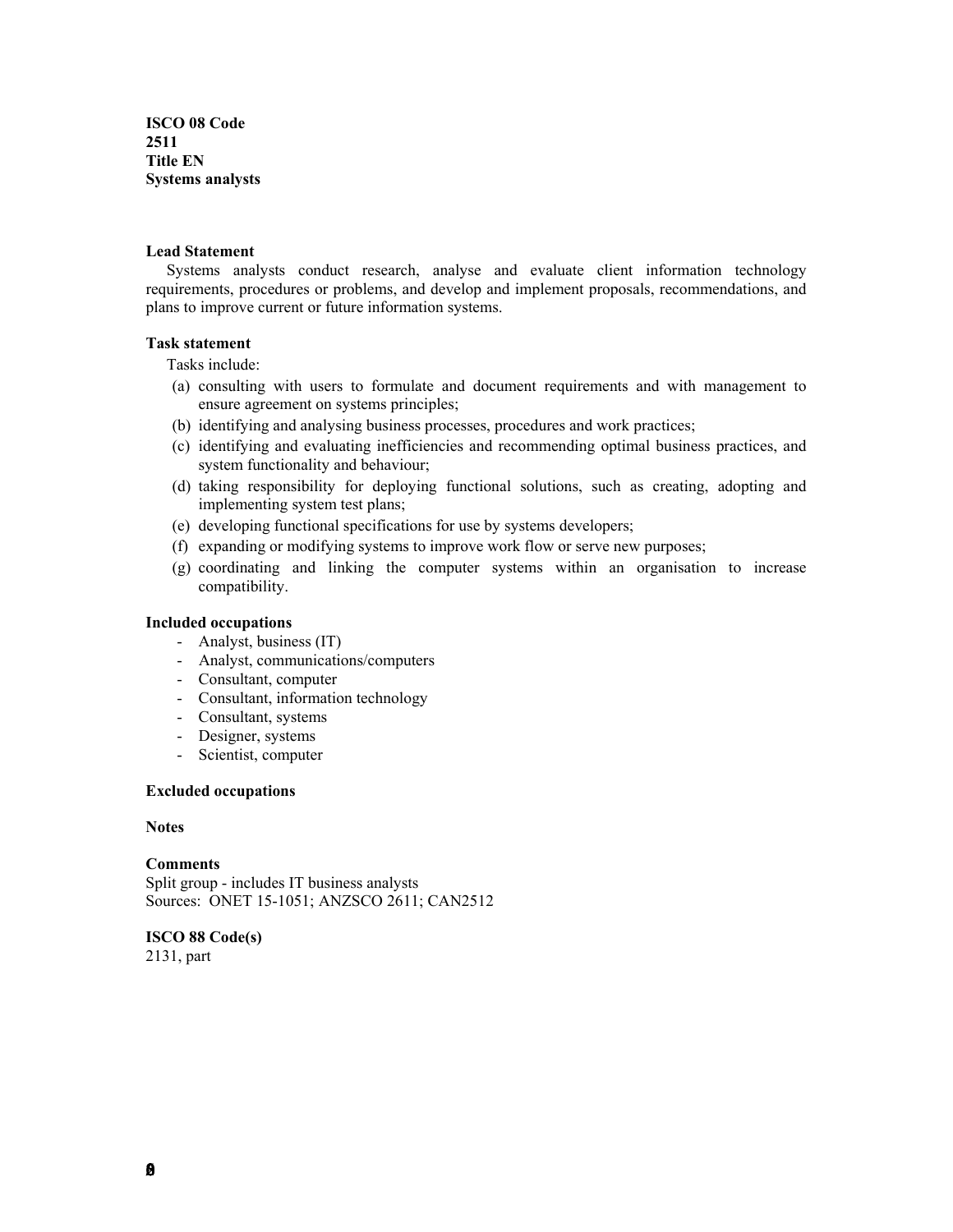**ISCO 08 Code**
**2511**
**Title EN**
**Systems analysts**

**Lead Statement**

Systems analysts conduct research, analyse and evaluate client information technology requirements, procedures or problems, and develop and implement proposals, recommendations, and plans to improve current or future information systems.

**Task statement**

Tasks include:

(a) consulting with users to formulate and document requirements and with management to ensure agreement on systems principles;
(b) identifying and analysing business processes, procedures and work practices;
(c) identifying and evaluating inefficiencies and recommending optimal business practices, and system functionality and behaviour;
(d) taking responsibility for deploying functional solutions, such as creating, adopting and implementing system test plans;
(e) developing functional specifications for use by systems developers;
(f) expanding or modifying systems to improve work flow or serve new purposes;
(g) coordinating and linking the computer systems within an organisation to increase compatibility.

**Included occupations**

- Analyst, business (IT)
- Analyst, communications/computers
- Consultant, computer
- Consultant, information technology
- Consultant, systems
- Designer, systems
- Scientist, computer

**Excluded occupations**

**Notes**

**Comments**

Split group - includes IT business analysts
Sources: ONET 15-1051; ANZSCO 2611; CAN2512

**ISCO 88 Code(s)**

2131, part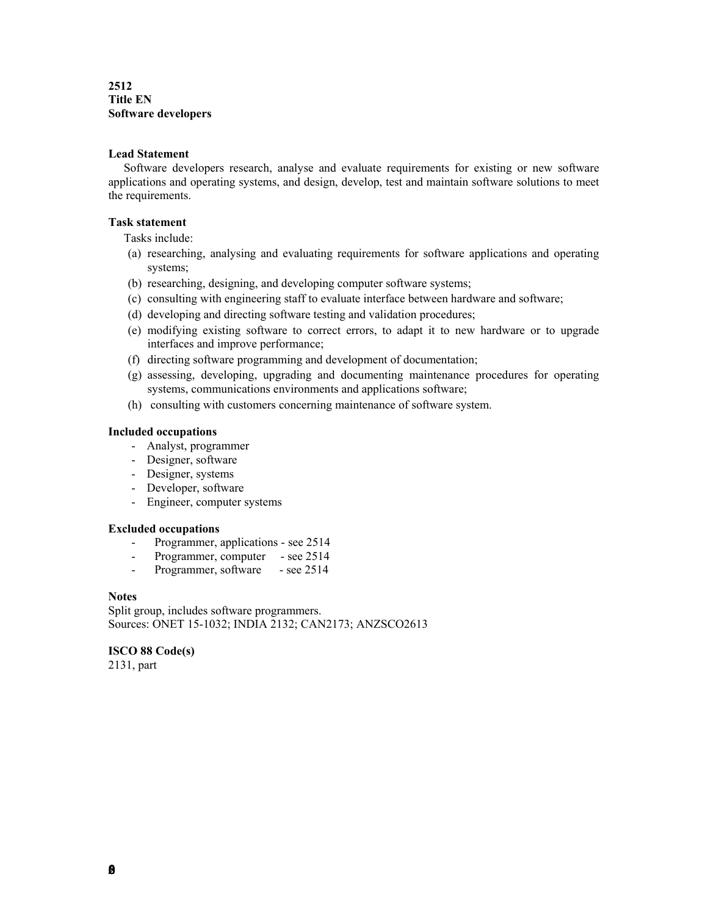**2512**
**Title EN**
**Software developers**

**Lead Statement**

Software developers research, analyse and evaluate requirements for existing or new software applications and operating systems, and design, develop, test and maintain software solutions to meet the requirements.

**Task statement**

Tasks include:

(a) researching, analysing and evaluating requirements for software applications and operating systems;
(b) researching, designing, and developing computer software systems;
(c) consulting with engineering staff to evaluate interface between hardware and software;
(d) developing and directing software testing and validation procedures;
(e) modifying existing software to correct errors, to adapt it to new hardware or to upgrade interfaces and improve performance;
(f) directing software programming and development of documentation;
(g) assessing, developing, upgrading and documenting maintenance procedures for operating systems, communications environments and applications software;
(h) consulting with customers concerning maintenance of software system.

**Included occupations**

- Analyst, programmer
- Designer, software
- Designer, systems
- Developer, software
- Engineer, computer systems

**Excluded occupations**

- Programmer, applications - see 2514
- Programmer, computer - see 2514
- Programmer, software - see 2514

**Notes**

Split group, includes software programmers.
Sources: ONET 15-1032; INDIA 2132; CAN2173; ANZSCO2613

**ISCO 88 Code(s)**

2131, part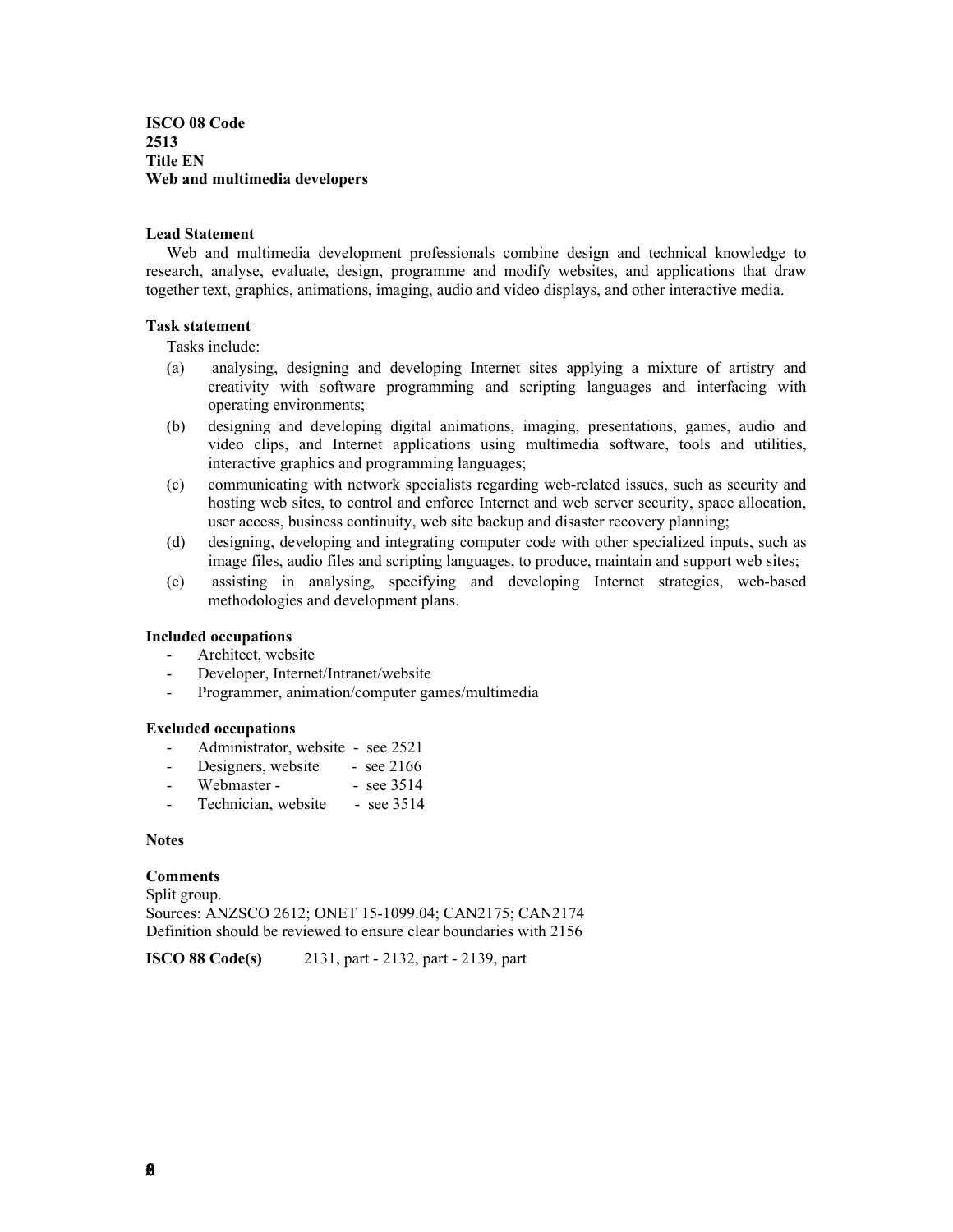**ISCO 08 Code**
**2513**
**Title EN**
**Web and multimedia developers**

**Lead Statement**

Web and multimedia development professionals combine design and technical knowledge to research, analyse, evaluate, design, programme and modify websites, and applications that draw together text, graphics, animations, imaging, audio and video displays, and other interactive media.

**Task statement**

Tasks include:

(a) analysing, designing and developing Internet sites applying a mixture of artistry and creativity with software programming and scripting languages and interfacing with operating environments;

(b) designing and developing digital animations, imaging, presentations, games, audio and video clips, and Internet applications using multimedia software, tools and utilities, interactive graphics and programming languages;

(c) communicating with network specialists regarding web-related issues, such as security and hosting web sites, to control and enforce Internet and web server security, space allocation, user access, business continuity, web site backup and disaster recovery planning;

(d) designing, developing and integrating computer code with other specialized inputs, such as image files, audio files and scripting languages, to produce, maintain and support web sites;

(e) assisting in analysing, specifying and developing Internet strategies, web-based methodologies and development plans.

**Included occupations**

- Architect, website
- Developer, Internet/Intranet/website
- Programmer, animation/computer games/multimedia

**Excluded occupations**

- Administrator, website - see 2521
- Designers, website - see 2166
- Webmaster - see 3514
- Technician, website - see 3514

**Notes**

**Comments**

Split group.
Sources: ANZSCO 2612; ONET 15-1099.04; CAN2175; CAN2174
Definition should be reviewed to ensure clear boundaries with 2156

**ISCO 88 Code(s)** 2131, part - 2132, part - 2139, part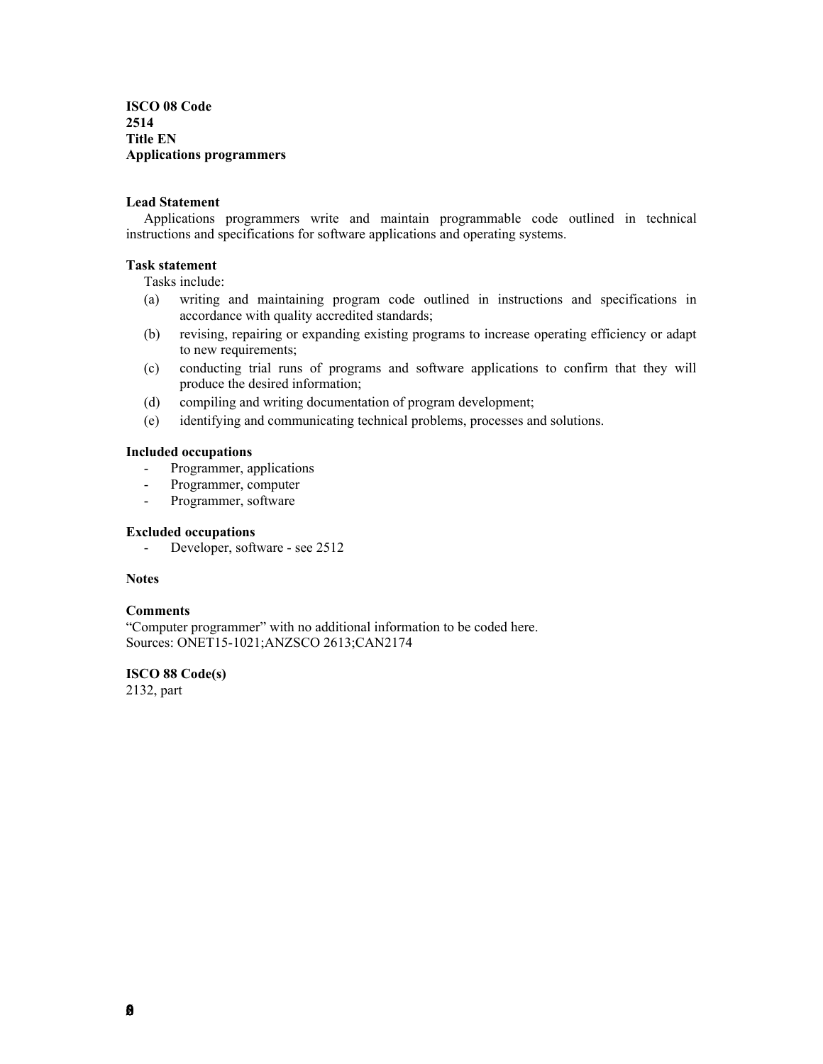**ISCO 08 Code**
**2514**
**Title EN**
**Applications programmers**

**Lead Statement**

Applications programmers write and maintain programmable code outlined in technical instructions and specifications for software applications and operating systems.

**Task statement**

Tasks include:

(a) writing and maintaining program code outlined in instructions and specifications in accordance with quality accredited standards;

(b) revising, repairing or expanding existing programs to increase operating efficiency or adapt to new requirements;

(c) conducting trial runs of programs and software applications to confirm that they will produce the desired information;

(d) compiling and writing documentation of program development;

(e) identifying and communicating technical problems, processes and solutions.

**Included occupations**

- Programmer, applications
- Programmer, computer
- Programmer, software

**Excluded occupations**

- Developer, software - see 2512

**Notes**

**Comments**

"Computer programmer" with no additional information to be coded here.
Sources: ONET15-1021;ANZSCO 2613;CAN2174

**ISCO 88 Code(s)**

2132, part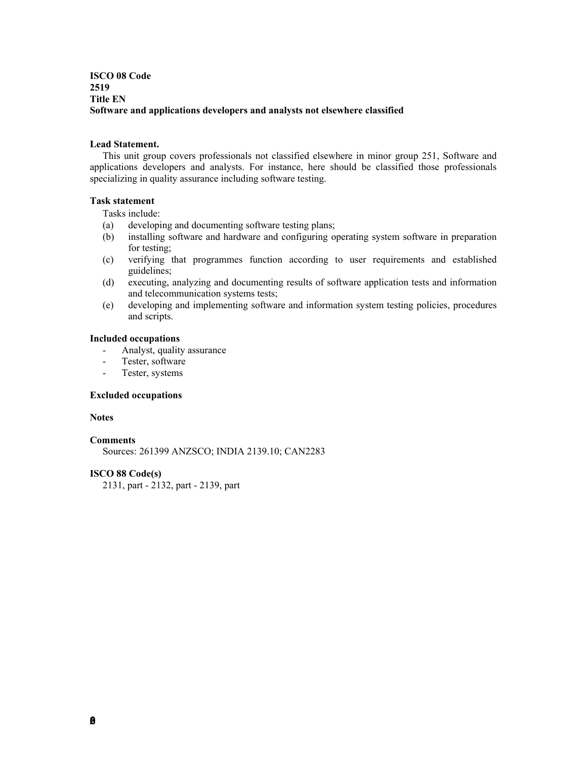**ISCO 08 Code**
**2519**
**Title EN**
**Software and applications developers and analysts not elsewhere classified**

**Lead Statement.**

This unit group covers professionals not classified elsewhere in minor group 251, Software and applications developers and analysts. For instance, here should be classified those professionals specializing in quality assurance including software testing.

**Task statement**

Tasks include:

(a) developing and documenting software testing plans;
(b) installing software and hardware and configuring operating system software in preparation for testing;
(c) verifying that programmes function according to user requirements and established guidelines;
(d) executing, analyzing and documenting results of software application tests and information and telecommunication systems tests;
(e) developing and implementing software and information system testing policies, procedures and scripts.

**Included occupations**

- Analyst, quality assurance
- Tester, software
- Tester, systems

**Excluded occupations**

**Notes**

**Comments**

Sources: 261399 ANZSCO; INDIA 2139.10; CAN2283

**ISCO 88 Code(s)**

2131, part - 2132, part - 2139, part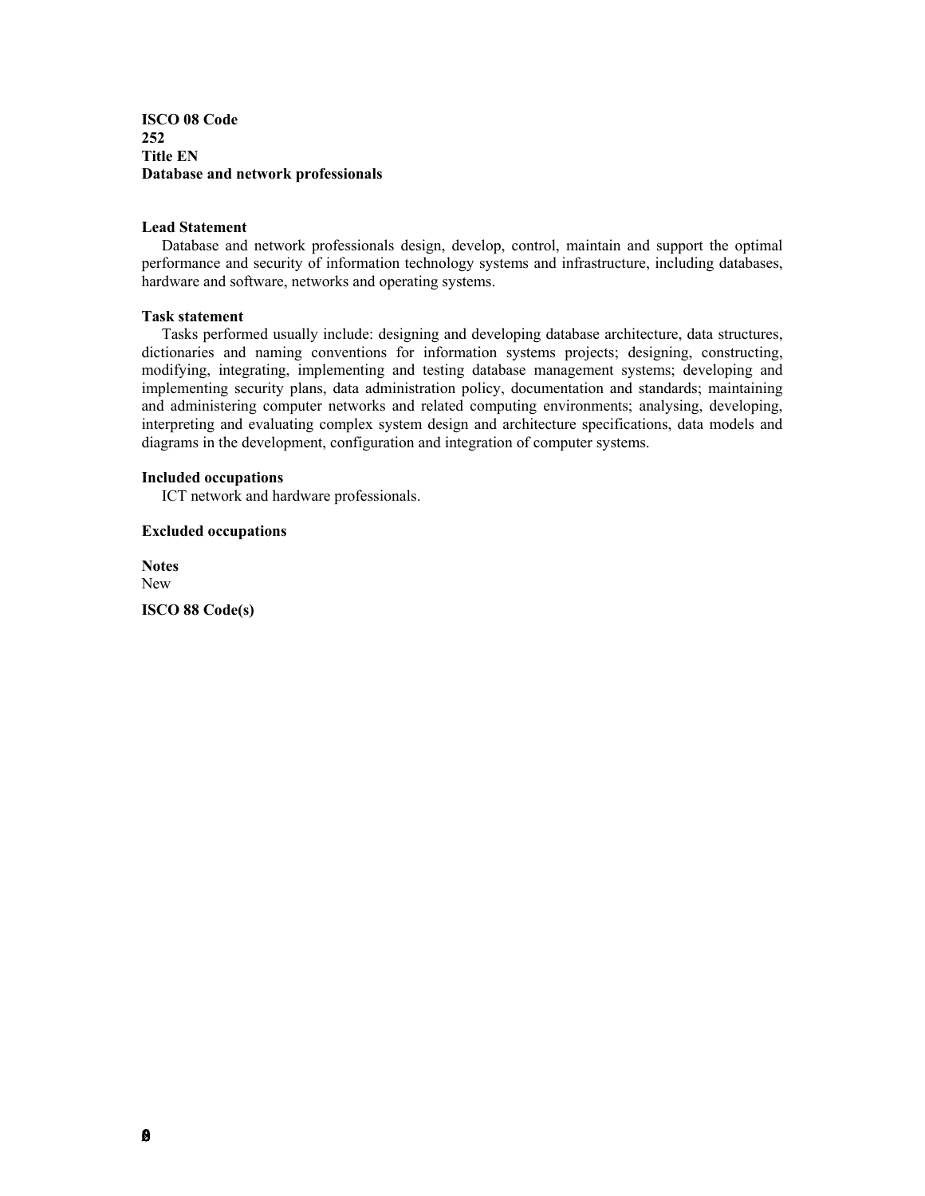**ISCO 08 Code**
**252**
**Title EN**
**Database and network professionals**

**Lead Statement**

Database and network professionals design, develop, control, maintain and support the optimal performance and security of information technology systems and infrastructure, including databases, hardware and software, networks and operating systems.

**Task statement**

Tasks performed usually include: designing and developing database architecture, data structures, dictionaries and naming conventions for information systems projects; designing, constructing, modifying, integrating, implementing and testing database management systems; developing and implementing security plans, data administration policy, documentation and standards; maintaining and administering computer networks and related computing environments; analysing, developing, interpreting and evaluating complex system design and architecture specifications, data models and diagrams in the development, configuration and integration of computer systems.

**Included occupations**

ICT network and hardware professionals.

**Excluded occupations**

**Notes**

New

**ISCO 88 Code(s)**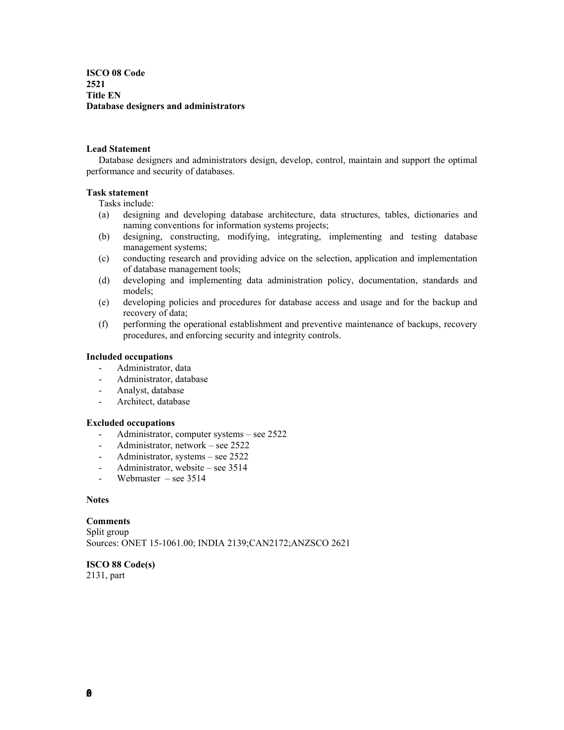**ISCO 08 Code**
**2521**
**Title EN**
**Database designers and administrators**

**Lead Statement**

Database designers and administrators design, develop, control, maintain and support the optimal performance and security of databases.

**Task statement**

Tasks include:

- (a) designing and developing database architecture, data structures, tables, dictionaries and naming conventions for information systems projects;
- (b) designing, constructing, modifying, integrating, implementing and testing database management systems;
- (c) conducting research and providing advice on the selection, application and implementation of database management tools;
- (d) developing and implementing data administration policy, documentation, standards and models;
- (e) developing policies and procedures for database access and usage and for the backup and recovery of data;
- (f) performing the operational establishment and preventive maintenance of backups, recovery procedures, and enforcing security and integrity controls.

**Included occupations**

- Administrator, data
- Administrator, database
- Analyst, database
- Architect, database

**Excluded occupations**

- Administrator, computer systems – see 2522
- Administrator, network – see 2522
- Administrator, systems – see 2522
- Administrator, website – see 3514
- Webmaster – see 3514

**Notes**

**Comments**

Split group
Sources: ONET 15-1061.00; INDIA 2139;CAN2172;ANZSCO 2621

**ISCO 88 Code(s)**

2131, part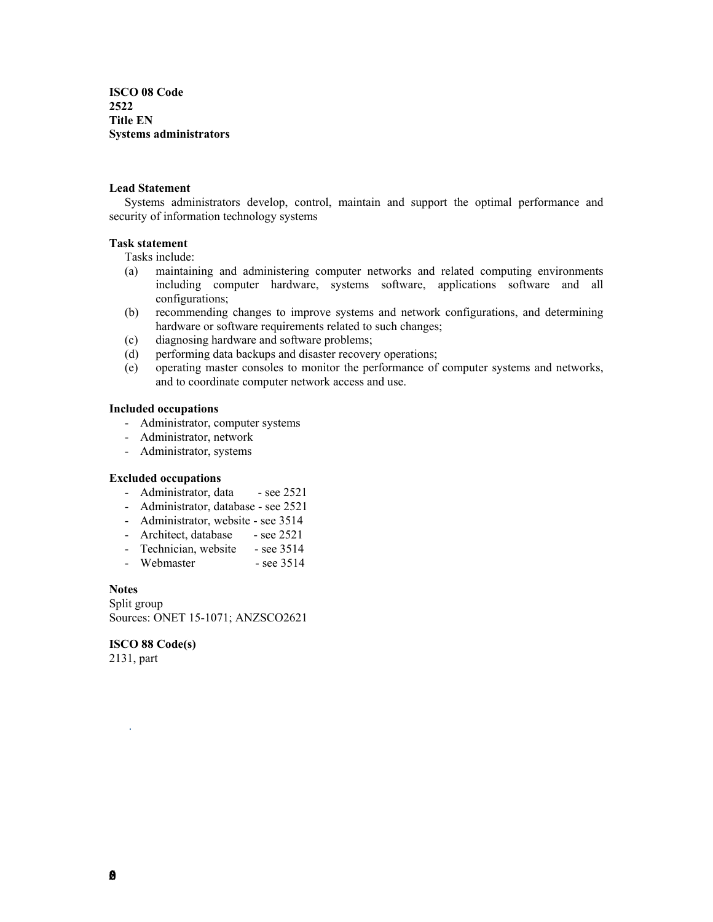**ISCO 08 Code**
**2522**
**Title EN**
**Systems administrators**

**Lead Statement**

Systems administrators develop, control, maintain and support the optimal performance and security of information technology systems

**Task statement**

Tasks include:

(a) maintaining and administering computer networks and related computing environments including computer hardware, systems software, applications software and all configurations;
(b) recommending changes to improve systems and network configurations, and determining hardware or software requirements related to such changes;
(c) diagnosing hardware and software problems;
(d) performing data backups and disaster recovery operations;
(e) operating master consoles to monitor the performance of computer systems and networks, and to coordinate computer network access and use.

**Included occupations**

- Administrator, computer systems
- Administrator, network
- Administrator, systems

**Excluded occupations**

- Administrator, data - see 2521
- Administrator, database - see 2521
- Administrator, website - see 3514
- Architect, database - see 2521
- Technician, website - see 3514
- Webmaster - see 3514

**Notes**

Split group
Sources: ONET 15-1071; ANZSCO2621

**ISCO 88 Code(s)**

2131, part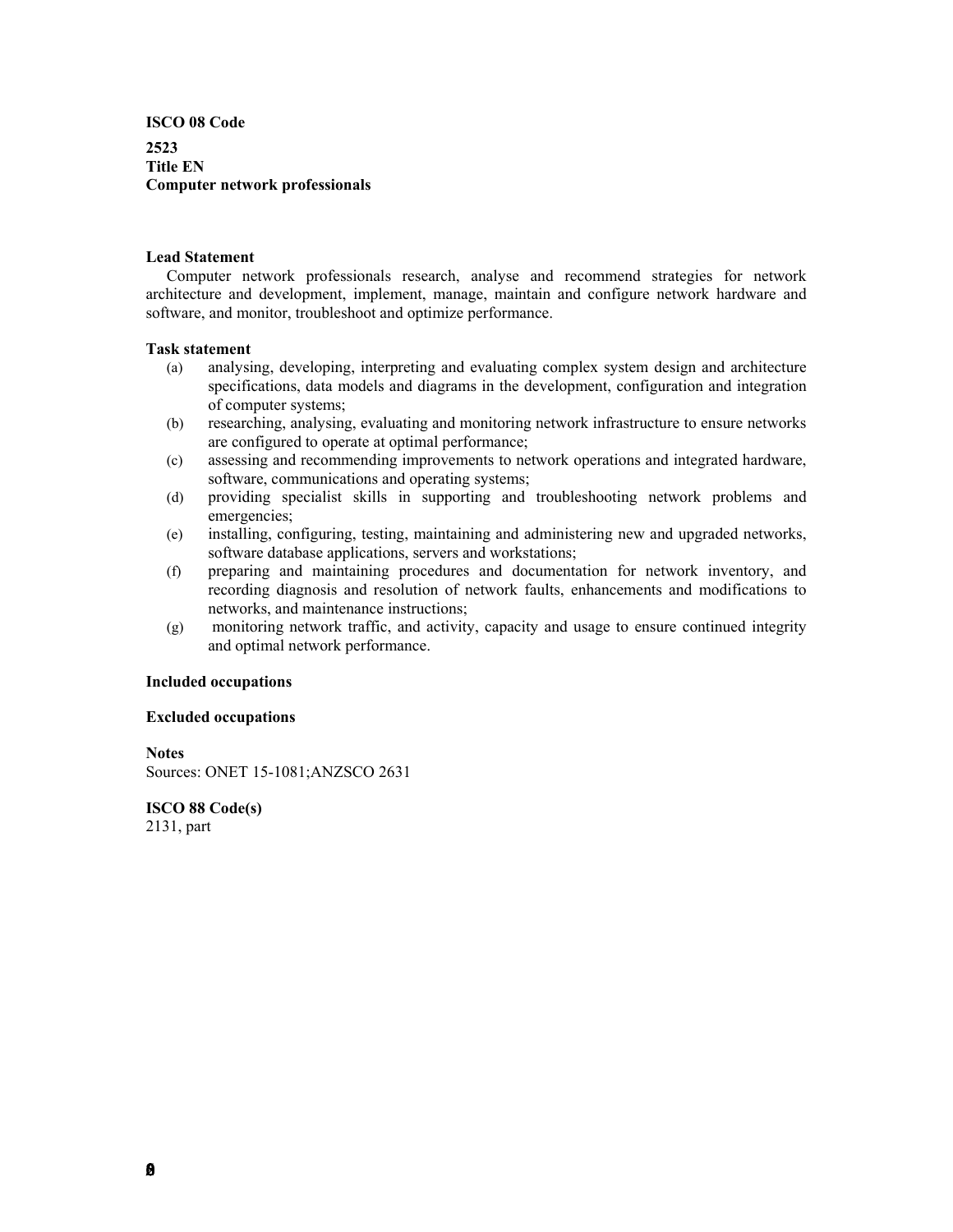**ISCO 08 Code**

**2523**
**Title EN**
**Computer network professionals**

**Lead Statement**

Computer network professionals research, analyse and recommend strategies for network architecture and development, implement, manage, maintain and configure network hardware and software, and monitor, troubleshoot and optimize performance.

**Task statement**

(a) analysing, developing, interpreting and evaluating complex system design and architecture specifications, data models and diagrams in the development, configuration and integration of computer systems;
(b) researching, analysing, evaluating and monitoring network infrastructure to ensure networks are configured to operate at optimal performance;
(c) assessing and recommending improvements to network operations and integrated hardware, software, communications and operating systems;
(d) providing specialist skills in supporting and troubleshooting network problems and emergencies;
(e) installing, configuring, testing, maintaining and administering new and upgraded networks, software database applications, servers and workstations;
(f) preparing and maintaining procedures and documentation for network inventory, and recording diagnosis and resolution of network faults, enhancements and modifications to networks, and maintenance instructions;
(g) monitoring network traffic, and activity, capacity and usage to ensure continued integrity and optimal network performance.

**Included occupations**

**Excluded occupations**

**Notes**
Sources: ONET 15-1081;ANZSCO 2631

**ISCO 88 Code(s)**
2131, part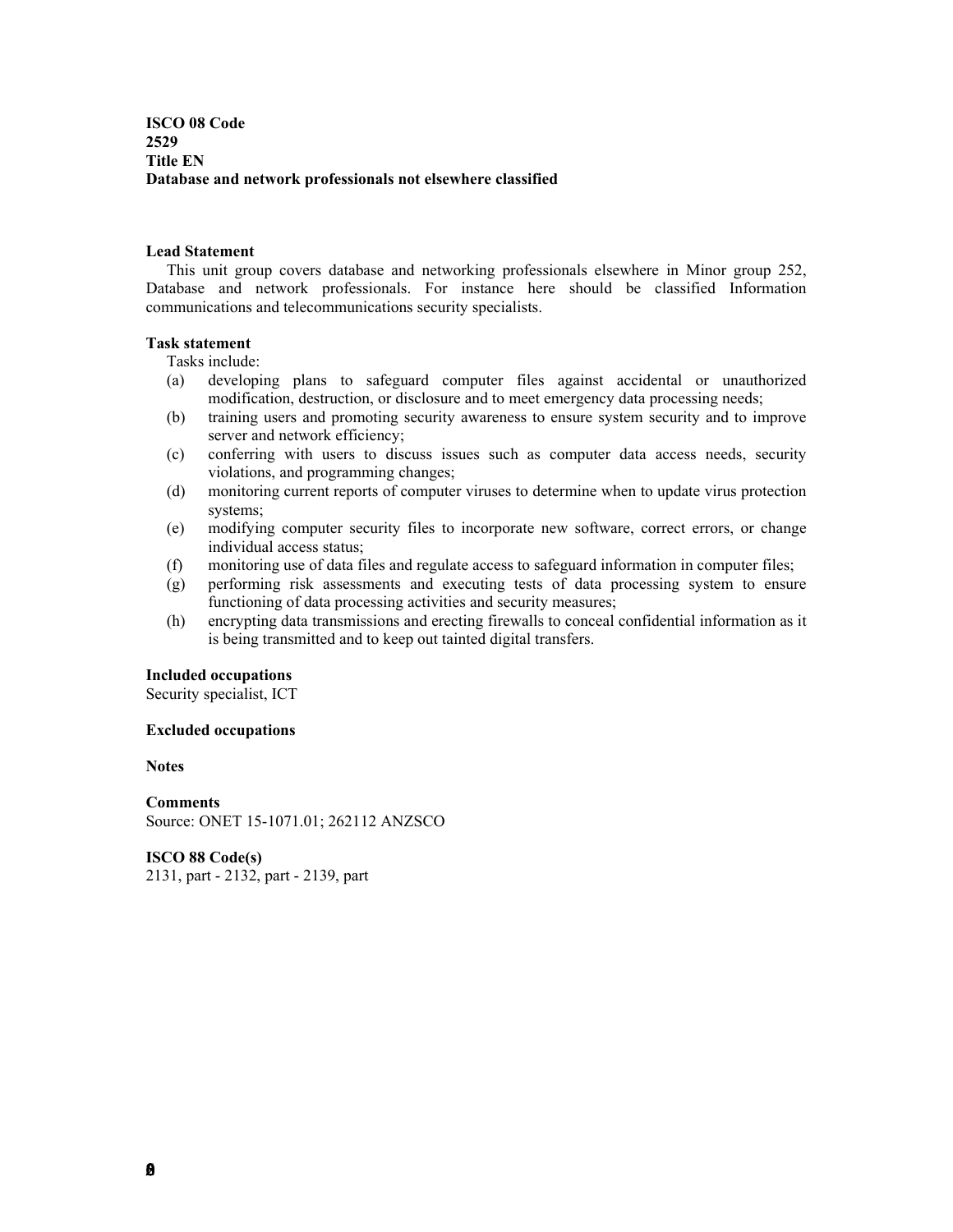**ISCO 08 Code**
**2529**
**Title EN**
**Database and network professionals not elsewhere classified**

**Lead Statement**

This unit group covers database and networking professionals elsewhere in Minor group 252, Database and network professionals. For instance here should be classified Information communications and telecommunications security specialists.

**Task statement**

Tasks include:

(a) developing plans to safeguard computer files against accidental or unauthorized modification, destruction, or disclosure and to meet emergency data processing needs;
(b) training users and promoting security awareness to ensure system security and to improve server and network efficiency;
(c) conferring with users to discuss issues such as computer data access needs, security violations, and programming changes;
(d) monitoring current reports of computer viruses to determine when to update virus protection systems;
(e) modifying computer security files to incorporate new software, correct errors, or change individual access status;
(f) monitoring use of data files and regulate access to safeguard information in computer files;
(g) performing risk assessments and executing tests of data processing system to ensure functioning of data processing activities and security measures;
(h) encrypting data transmissions and erecting firewalls to conceal confidential information as it is being transmitted and to keep out tainted digital transfers.

**Included occupations**

Security specialist, ICT

**Excluded occupations**

**Notes**

**Comments**

Source: ONET 15-1071.01; 262112 ANZSCO

**ISCO 88 Code(s)**

2131, part - 2132, part - 2139, part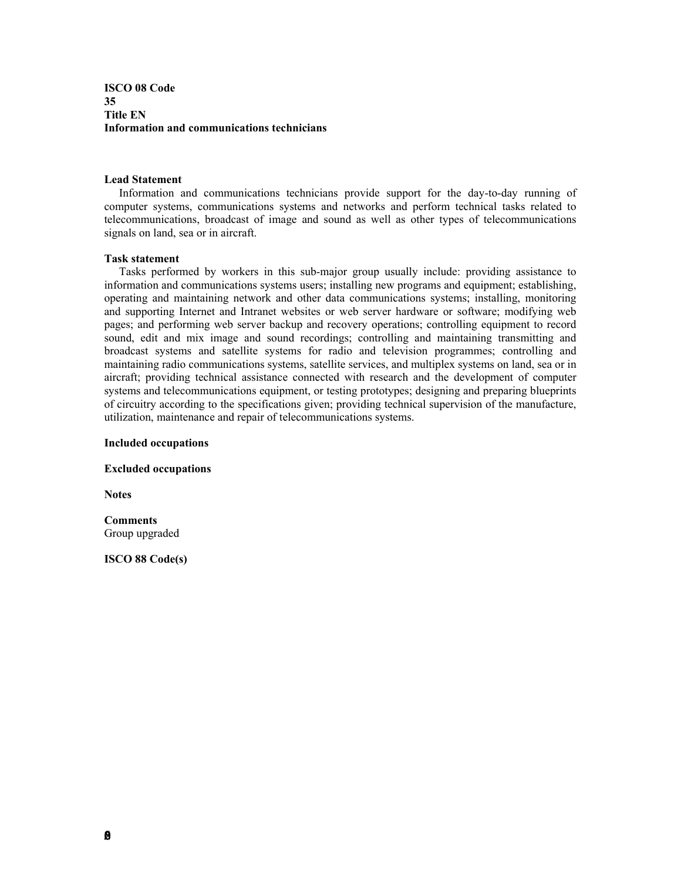**ISCO 08 Code**
**35**
**Title EN**
**Information and communications technicians**

**Lead Statement**

Information and communications technicians provide support for the day-to-day running of computer systems, communications systems and networks and perform technical tasks related to telecommunications, broadcast of image and sound as well as other types of telecommunications signals on land, sea or in aircraft.

**Task statement**

Tasks performed by workers in this sub-major group usually include: providing assistance to information and communications systems users; installing new programs and equipment; establishing, operating and maintaining network and other data communications systems; installing, monitoring and supporting Internet and Intranet websites or web server hardware or software; modifying web pages; and performing web server backup and recovery operations; controlling equipment to record sound, edit and mix image and sound recordings; controlling and maintaining transmitting and broadcast systems and satellite systems for radio and television programmes; controlling and maintaining radio communications systems, satellite services, and multiplex systems on land, sea or in aircraft; providing technical assistance connected with research and the development of computer systems and telecommunications equipment, or testing prototypes; designing and preparing blueprints of circuitry according to the specifications given; providing technical supervision of the manufacture, utilization, maintenance and repair of telecommunications systems.

**Included occupations**

**Excluded occupations**

**Notes**

**Comments**
Group upgraded

**ISCO 88 Code(s)**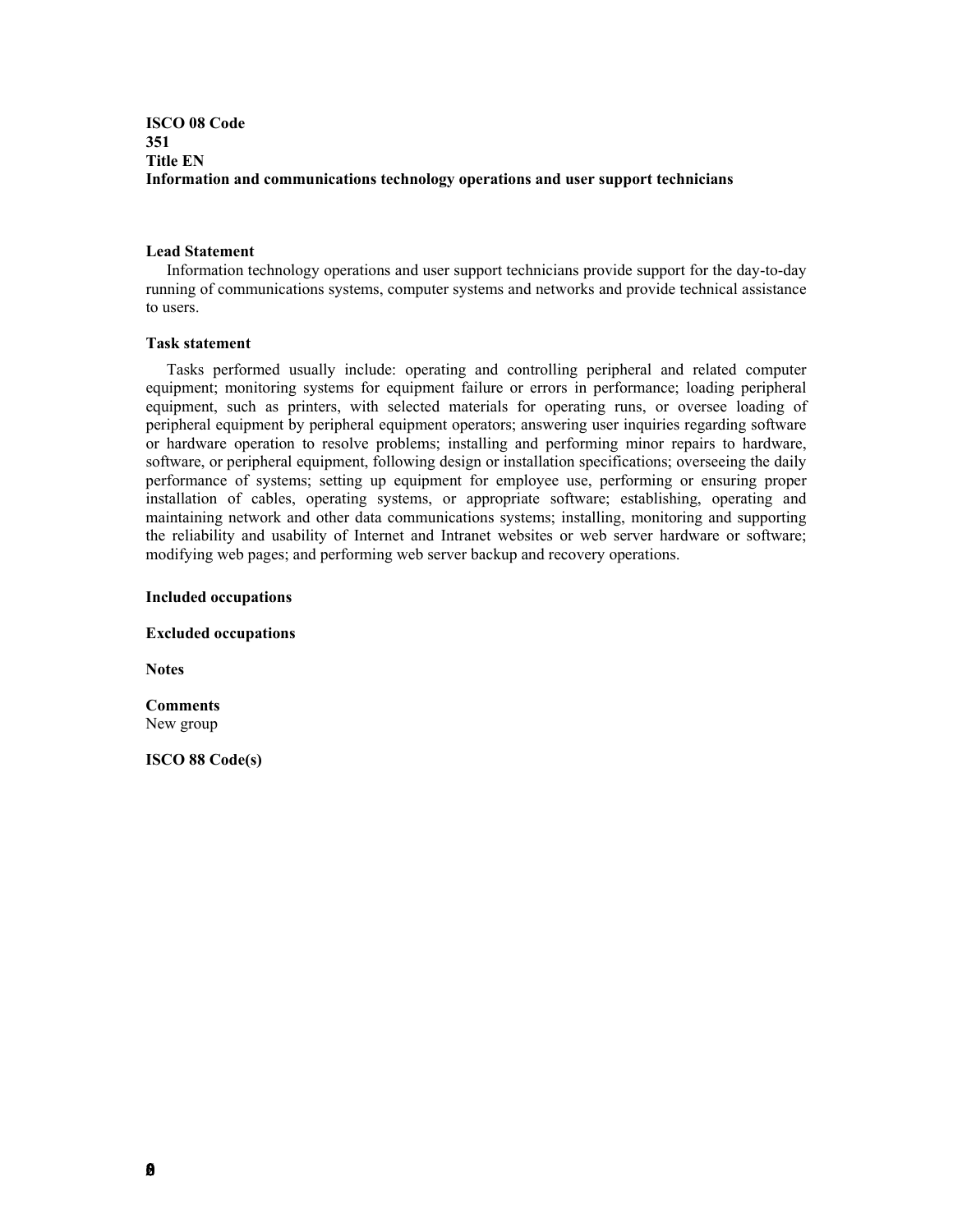**ISCO 08 Code**
**351**
**Title EN**
**Information and communications technology operations and user support technicians**

**Lead Statement**

Information technology operations and user support technicians provide support for the day-to-day running of communications systems, computer systems and networks and provide technical assistance to users.

**Task statement**

Tasks performed usually include: operating and controlling peripheral and related computer equipment; monitoring systems for equipment failure or errors in performance; loading peripheral equipment, such as printers, with selected materials for operating runs, or oversee loading of peripheral equipment by peripheral equipment operators; answering user inquiries regarding software or hardware operation to resolve problems; installing and performing minor repairs to hardware, software, or peripheral equipment, following design or installation specifications; overseeing the daily performance of systems; setting up equipment for employee use, performing or ensuring proper installation of cables, operating systems, or appropriate software; establishing, operating and maintaining network and other data communications systems; installing, monitoring and supporting the reliability and usability of Internet and Intranet websites or web server hardware or software; modifying web pages; and performing web server backup and recovery operations.

**Included occupations**

**Excluded occupations**

**Notes**

**Comments**
New group

**ISCO 88 Code(s)**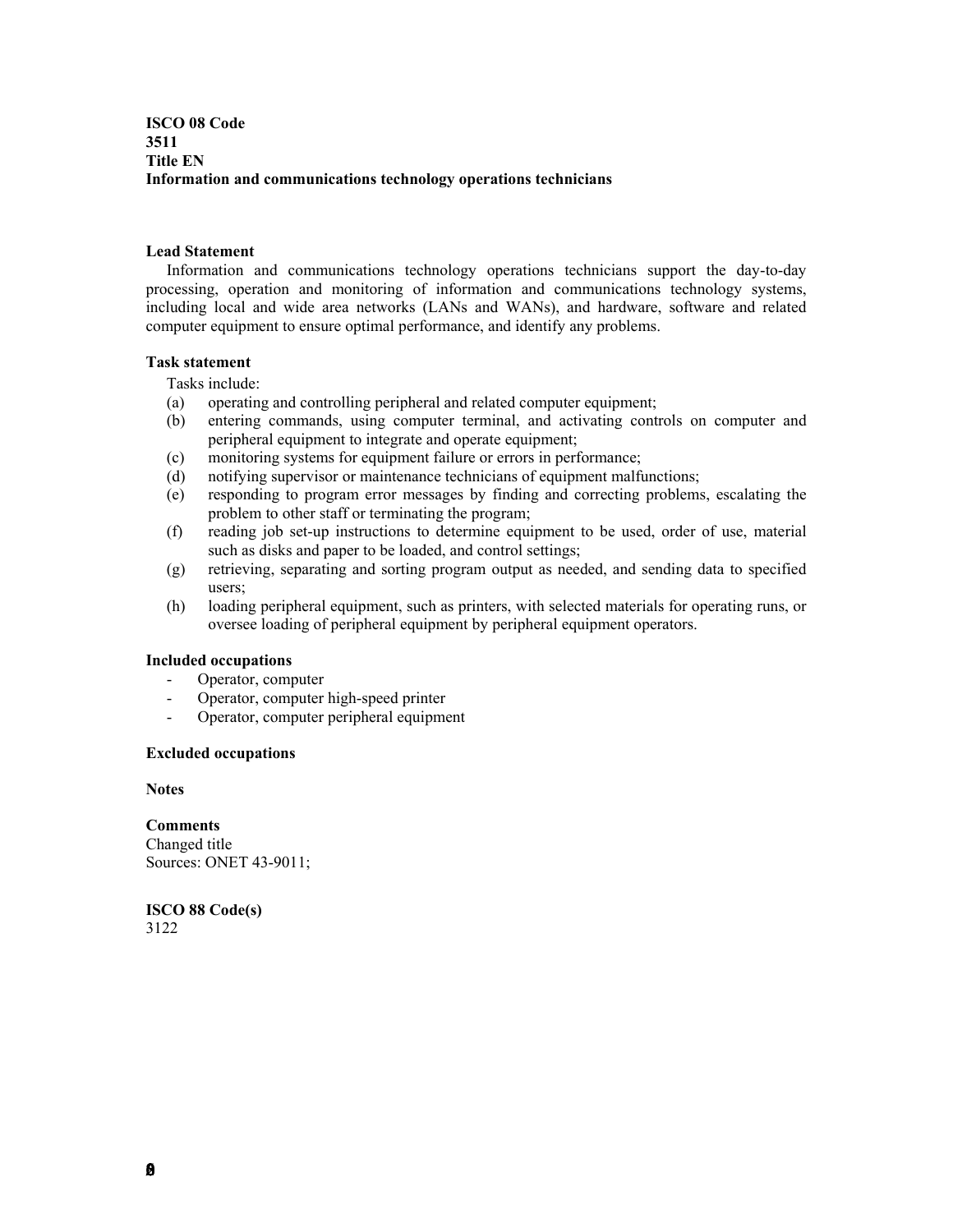**ISCO 08 Code**
**3511**
**Title EN**
**Information and communications technology operations technicians**

**Lead Statement**

Information and communications technology operations technicians support the day-to-day processing, operation and monitoring of information and communications technology systems, including local and wide area networks (LANs and WANs), and hardware, software and related computer equipment to ensure optimal performance, and identify any problems.

**Task statement**

Tasks include:

(a) operating and controlling peripheral and related computer equipment;
(b) entering commands, using computer terminal, and activating controls on computer and peripheral equipment to integrate and operate equipment;
(c) monitoring systems for equipment failure or errors in performance;
(d) notifying supervisor or maintenance technicians of equipment malfunctions;
(e) responding to program error messages by finding and correcting problems, escalating the problem to other staff or terminating the program;
(f) reading job set-up instructions to determine equipment to be used, order of use, material such as disks and paper to be loaded, and control settings;
(g) retrieving, separating and sorting program output as needed, and sending data to specified users;
(h) loading peripheral equipment, such as printers, with selected materials for operating runs, or oversee loading of peripheral equipment by peripheral equipment operators.

**Included occupations**

- Operator, computer
- Operator, computer high-speed printer
- Operator, computer peripheral equipment

**Excluded occupations**

**Notes**

**Comments**
Changed title
Sources: ONET 43-9011;

**ISCO 88 Code(s)**
3122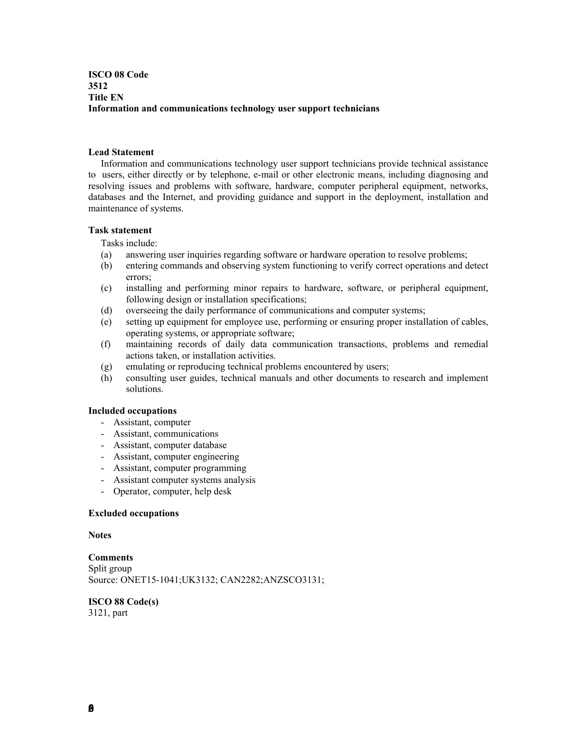**ISCO 08 Code**
**3512**
**Title EN**
**Information and communications technology user support technicians**

**Lead Statement**

Information and communications technology user support technicians provide technical assistance to users, either directly or by telephone, e-mail or other electronic means, including diagnosing and resolving issues and problems with software, hardware, computer peripheral equipment, networks, databases and the Internet, and providing guidance and support in the deployment, installation and maintenance of systems.

**Task statement**

Tasks include:

(a) answering user inquiries regarding software or hardware operation to resolve problems;
(b) entering commands and observing system functioning to verify correct operations and detect errors;
(c) installing and performing minor repairs to hardware, software, or peripheral equipment, following design or installation specifications;
(d) overseeing the daily performance of communications and computer systems;
(e) setting up equipment for employee use, performing or ensuring proper installation of cables, operating systems, or appropriate software;
(f) maintaining records of daily data communication transactions, problems and remedial actions taken, or installation activities.
(g) emulating or reproducing technical problems encountered by users;
(h) consulting user guides, technical manuals and other documents to research and implement solutions.

**Included occupations**

- Assistant, computer
- Assistant, communications
- Assistant, computer database
- Assistant, computer engineering
- Assistant, computer programming
- Assistant computer systems analysis
- Operator, computer, help desk

**Excluded occupations**

**Notes**

**Comments**

Split group
Source: ONET15-1041;UK3132; CAN2282;ANZSCO3131;

**ISCO 88 Code(s)**

3121, part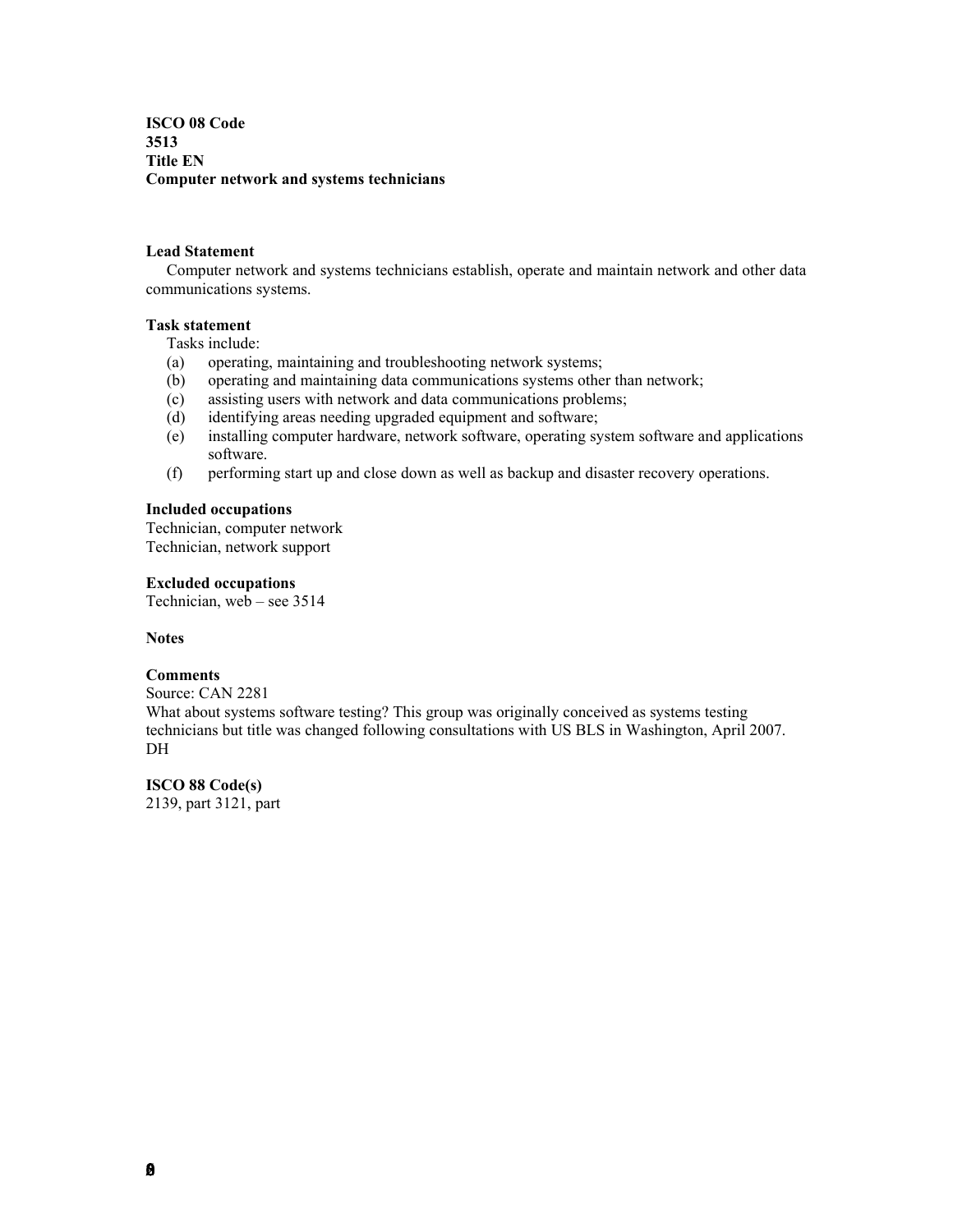**ISCO 08 Code**
**3513**
**Title EN**
**Computer network and systems technicians**

**Lead Statement**

Computer network and systems technicians establish, operate and maintain network and other data communications systems.

**Task statement**

Tasks include:

(a) operating, maintaining and troubleshooting network systems;
(b) operating and maintaining data communications systems other than network;
(c) assisting users with network and data communications problems;
(d) identifying areas needing upgraded equipment and software;
(e) installing computer hardware, network software, operating system software and applications software.
(f) performing start up and close down as well as backup and disaster recovery operations.

**Included occupations**

Technician, computer network
Technician, network support

**Excluded occupations**

Technician, web – see 3514

**Notes**

**Comments**

Source: CAN 2281
What about systems software testing? This group was originally conceived as systems testing technicians but title was changed following consultations with US BLS in Washington, April 2007. DH

**ISCO 88 Code(s)**

2139, part 3121, part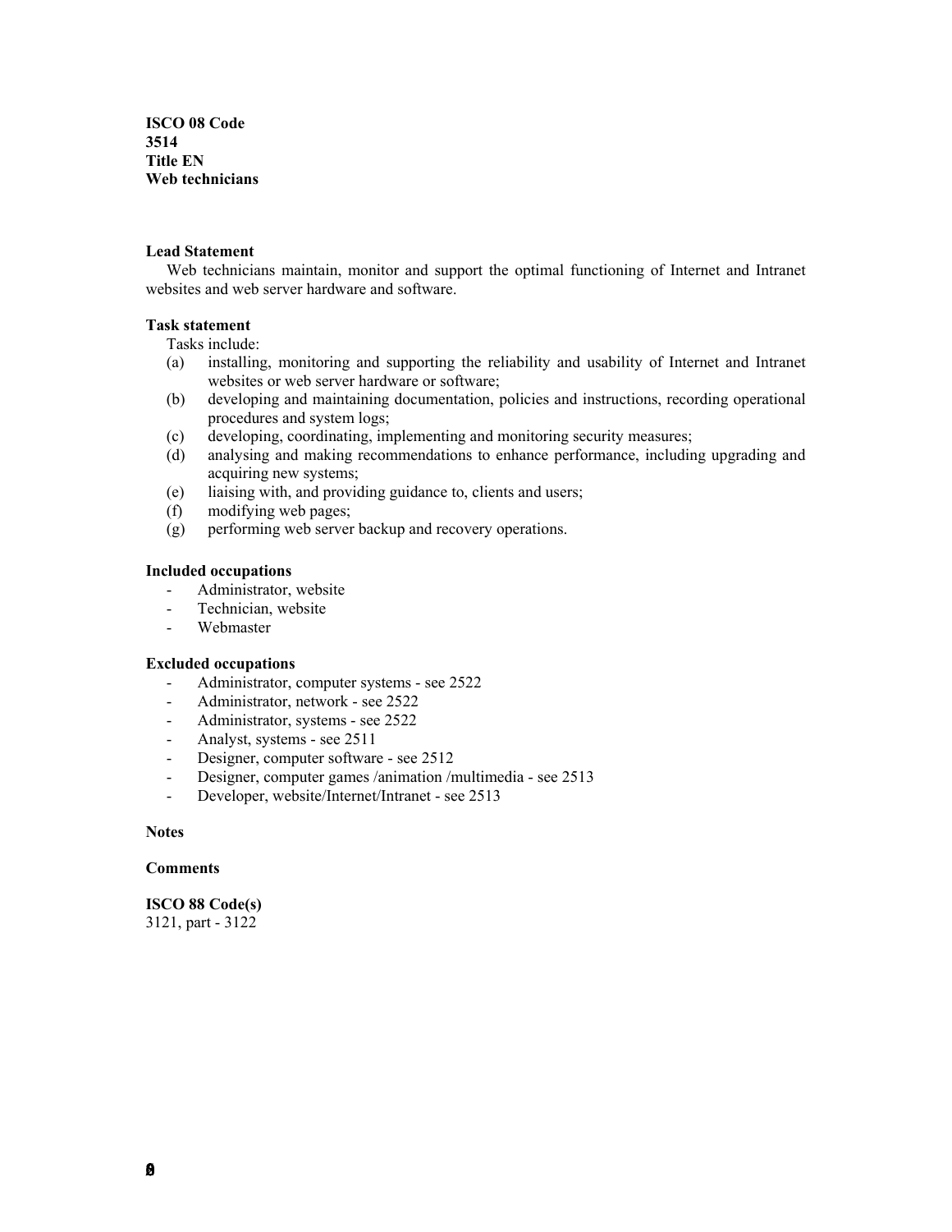**ISCO 08 Code**
**3514**
**Title EN**
**Web technicians**

**Lead Statement**

Web technicians maintain, monitor and support the optimal functioning of Internet and Intranet websites and web server hardware and software.

**Task statement**

Tasks include:

(a) installing, monitoring and supporting the reliability and usability of Internet and Intranet websites or web server hardware or software;
(b) developing and maintaining documentation, policies and instructions, recording operational procedures and system logs;
(c) developing, coordinating, implementing and monitoring security measures;
(d) analysing and making recommendations to enhance performance, including upgrading and acquiring new systems;
(e) liaising with, and providing guidance to, clients and users;
(f) modifying web pages;
(g) performing web server backup and recovery operations.

**Included occupations**

- Administrator, website
- Technician, website
- Webmaster

**Excluded occupations**

- Administrator, computer systems - see 2522
- Administrator, network - see 2522
- Administrator, systems - see 2522
- Analyst, systems - see 2511
- Designer, computer software - see 2512
- Designer, computer games /animation /multimedia - see 2513
- Developer, website/Internet/Intranet - see 2513

**Notes**

**Comments**

**ISCO 88 Code(s)**
3121, part - 3122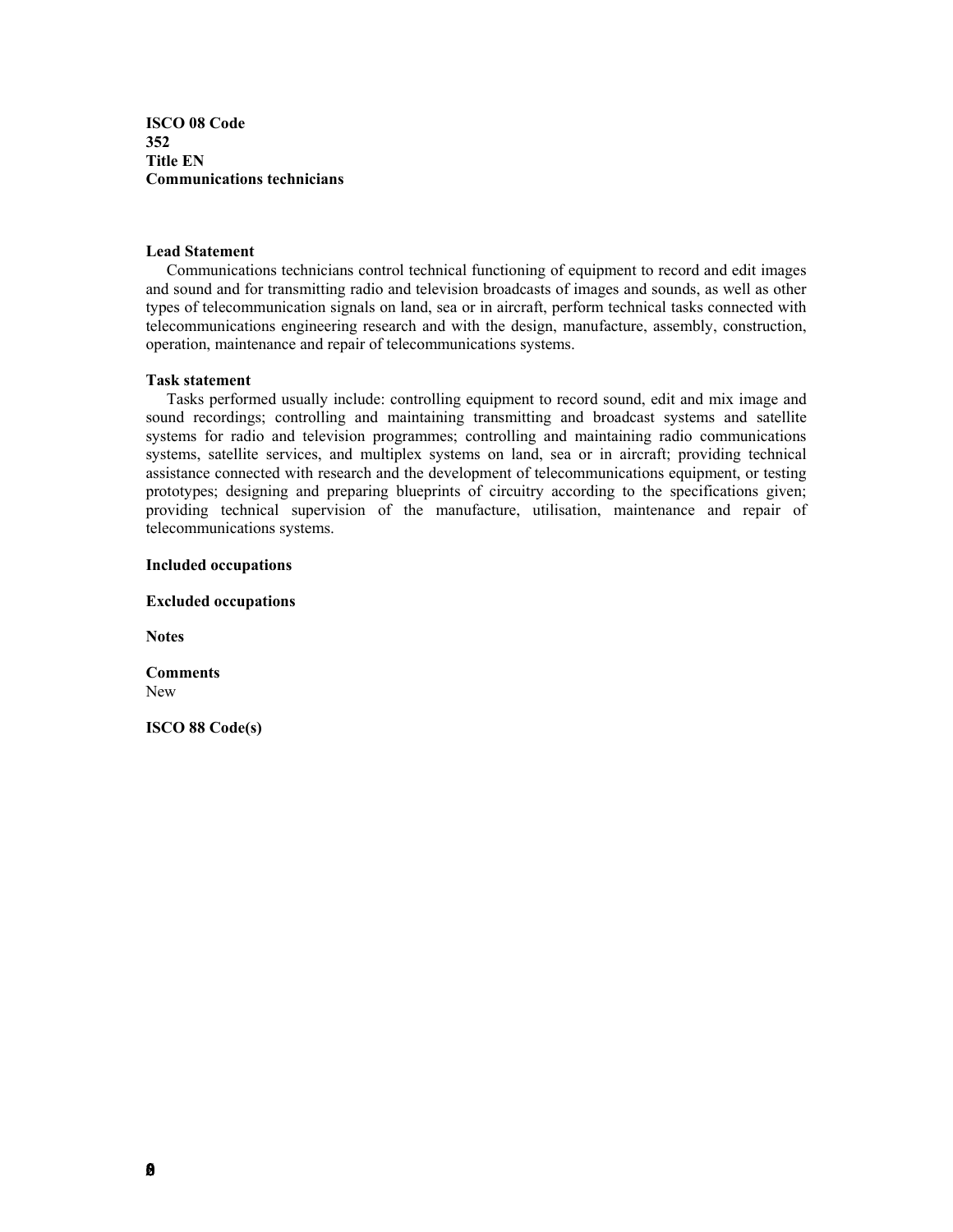**ISCO 08 Code**
**352**
**Title EN**
**Communications technicians**

**Lead Statement**

Communications technicians control technical functioning of equipment to record and edit images and sound and for transmitting radio and television broadcasts of images and sounds, as well as other types of telecommunication signals on land, sea or in aircraft, perform technical tasks connected with telecommunications engineering research and with the design, manufacture, assembly, construction, operation, maintenance and repair of telecommunications systems.

**Task statement**

Tasks performed usually include: controlling equipment to record sound, edit and mix image and sound recordings; controlling and maintaining transmitting and broadcast systems and satellite systems for radio and television programmes; controlling and maintaining radio communications systems, satellite services, and multiplex systems on land, sea or in aircraft; providing technical assistance connected with research and the development of telecommunications equipment, or testing prototypes; designing and preparing blueprints of circuitry according to the specifications given; providing technical supervision of the manufacture, utilisation, maintenance and repair of telecommunications systems.

**Included occupations**

**Excluded occupations**

**Notes**

**Comments**
New

**ISCO 88 Code(s)**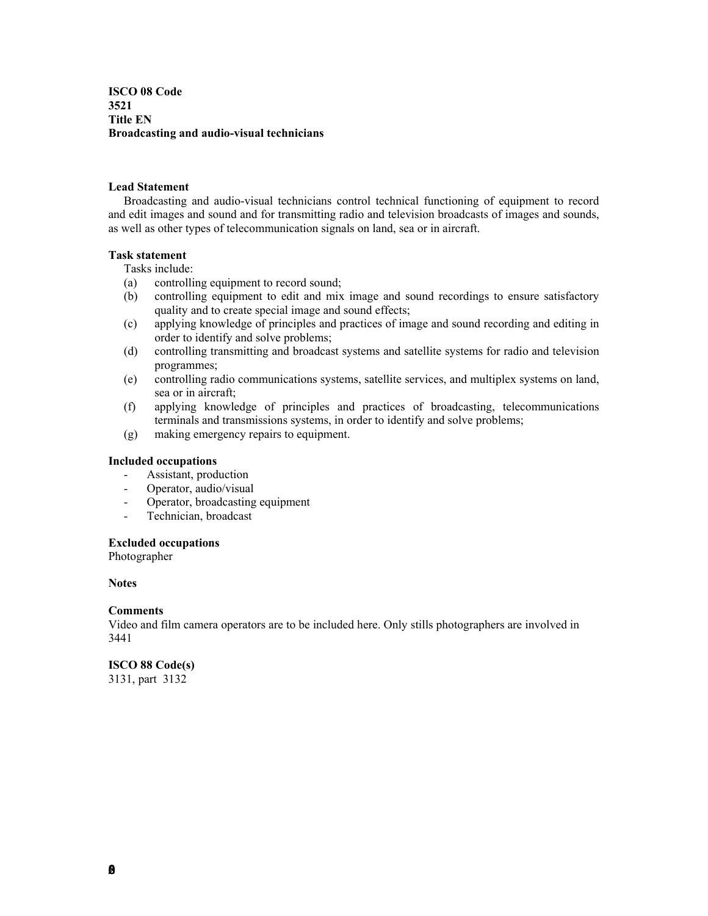**ISCO 08 Code**
**3521**
**Title EN**
**Broadcasting and audio-visual technicians**

**Lead Statement**

Broadcasting and audio-visual technicians control technical functioning of equipment to record and edit images and sound and for transmitting radio and television broadcasts of images and sounds, as well as other types of telecommunication signals on land, sea or in aircraft.

**Task statement**

Tasks include:

(a) controlling equipment to record sound;
(b) controlling equipment to edit and mix image and sound recordings to ensure satisfactory quality and to create special image and sound effects;
(c) applying knowledge of principles and practices of image and sound recording and editing in order to identify and solve problems;
(d) controlling transmitting and broadcast systems and satellite systems for radio and television programmes;
(e) controlling radio communications systems, satellite services, and multiplex systems on land, sea or in aircraft;
(f) applying knowledge of principles and practices of broadcasting, telecommunications terminals and transmissions systems, in order to identify and solve problems;
(g) making emergency repairs to equipment.

**Included occupations**

- Assistant, production
- Operator, audio/visual
- Operator, broadcasting equipment
- Technician, broadcast

**Excluded occupations**

Photographer

**Notes**

**Comments**

Video and film camera operators are to be included here. Only stills photographers are involved in 3441

**ISCO 88 Code(s)**

3131, part 3132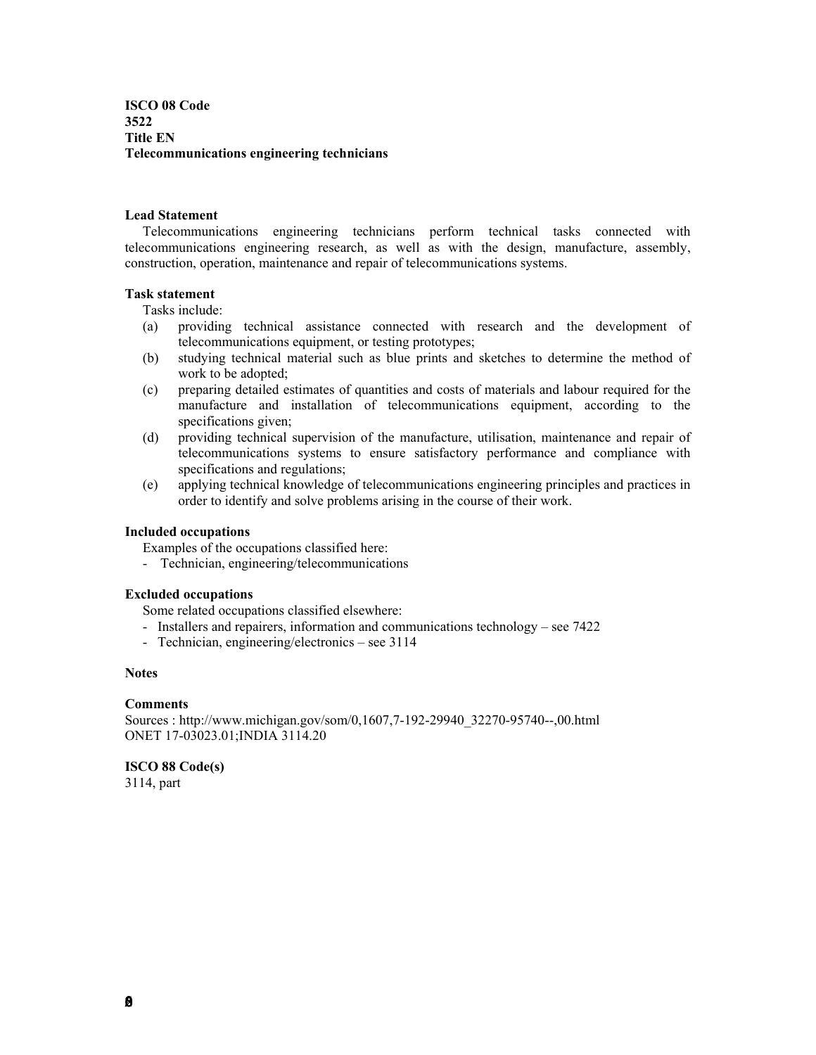**ISCO 08 Code**
**3522**
**Title EN**
**Telecommunications engineering technicians**

**Lead Statement**

Telecommunications engineering technicians perform technical tasks connected with telecommunications engineering research, as well as with the design, manufacture, assembly, construction, operation, maintenance and repair of telecommunications systems.

**Task statement**

Tasks include:

(a) providing technical assistance connected with research and the development of telecommunications equipment, or testing prototypes;
(b) studying technical material such as blue prints and sketches to determine the method of work to be adopted;
(c) preparing detailed estimates of quantities and costs of materials and labour required for the manufacture and installation of telecommunications equipment, according to the specifications given;
(d) providing technical supervision of the manufacture, utilisation, maintenance and repair of telecommunications systems to ensure satisfactory performance and compliance with specifications and regulations;
(e) applying technical knowledge of telecommunications engineering principles and practices in order to identify and solve problems arising in the course of their work.

**Included occupations**

Examples of the occupations classified here:

- Technician, engineering/telecommunications

**Excluded occupations**

Some related occupations classified elsewhere:

- Installers and repairers, information and communications technology – see 7422
- Technician, engineering/electronics – see 3114

**Notes**

**Comments**

Sources : http://www.michigan.gov/som/0,1607,7-192-29940_32270-95740--,00.html
ONET 17-03023.01;INDIA 3114.20

**ISCO 88 Code(s)**

3114, part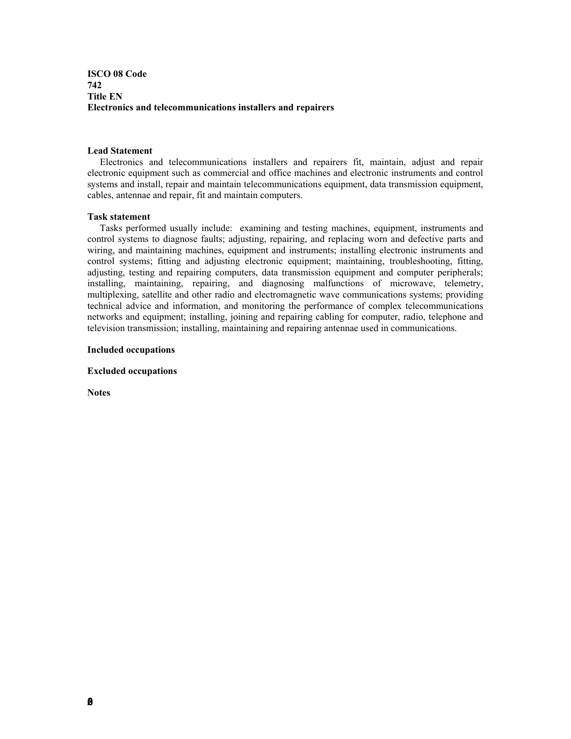**ISCO 08 Code**
**742**
**Title EN**
**Electronics and telecommunications installers and repairers**

**Lead Statement**

Electronics and telecommunications installers and repairers fit, maintain, adjust and repair electronic equipment such as commercial and office machines and electronic instruments and control systems and install, repair and maintain telecommunications equipment, data transmission equipment, cables, antennae and repair, fit and maintain computers.

**Task statement**

Tasks performed usually include: examining and testing machines, equipment, instruments and control systems to diagnose faults; adjusting, repairing, and replacing worn and defective parts and wiring, and maintaining machines, equipment and instruments; installing electronic instruments and control systems; fitting and adjusting electronic equipment; maintaining, troubleshooting, fitting, adjusting, testing and repairing computers, data transmission equipment and computer peripherals; installing, maintaining, repairing, and diagnosing malfunctions of microwave, telemetry, multiplexing, satellite and other radio and electromagnetic wave communications systems; providing technical advice and information, and monitoring the performance of complex telecommunications networks and equipment; installing, joining and repairing cabling for computer, radio, telephone and television transmission; installing, maintaining and repairing antennae used in communications.

**Included occupations**

**Excluded occupations**

**Notes**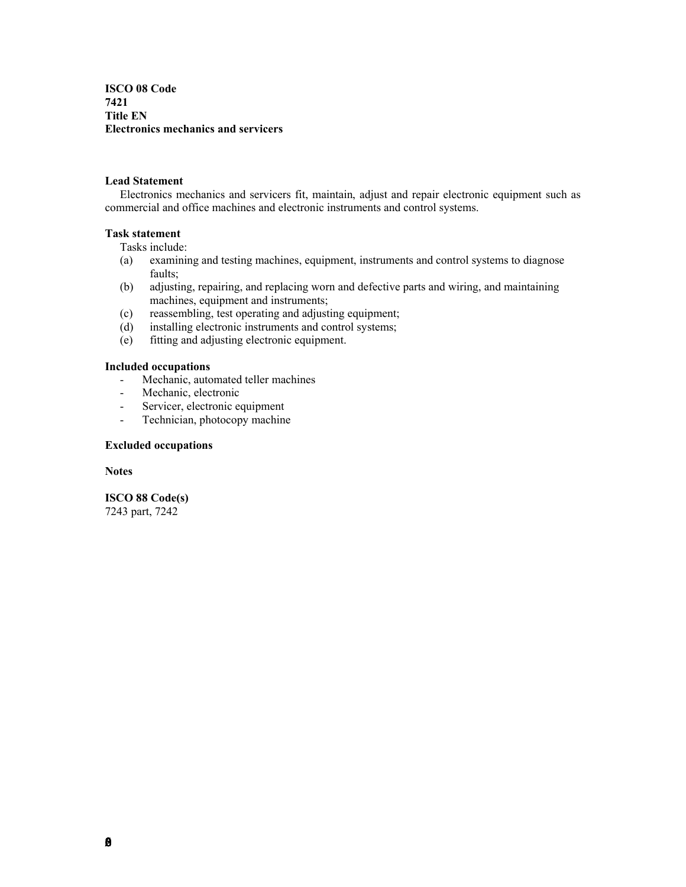**ISCO 08 Code**
**7421**
**Title EN**
**Electronics mechanics and servicers**

**Lead Statement**

Electronics mechanics and servicers fit, maintain, adjust and repair electronic equipment such as commercial and office machines and electronic instruments and control systems.

**Task statement**

Tasks include:

(a) examining and testing machines, equipment, instruments and control systems to diagnose faults;
(b) adjusting, repairing, and replacing worn and defective parts and wiring, and maintaining machines, equipment and instruments;
(c) reassembling, test operating and adjusting equipment;
(d) installing electronic instruments and control systems;
(e) fitting and adjusting electronic equipment.

**Included occupations**

- Mechanic, automated teller machines
- Mechanic, electronic
- Servicer, electronic equipment
- Technician, photocopy machine

**Excluded occupations**

**Notes**

**ISCO 88 Code(s)**
7243 part, 7242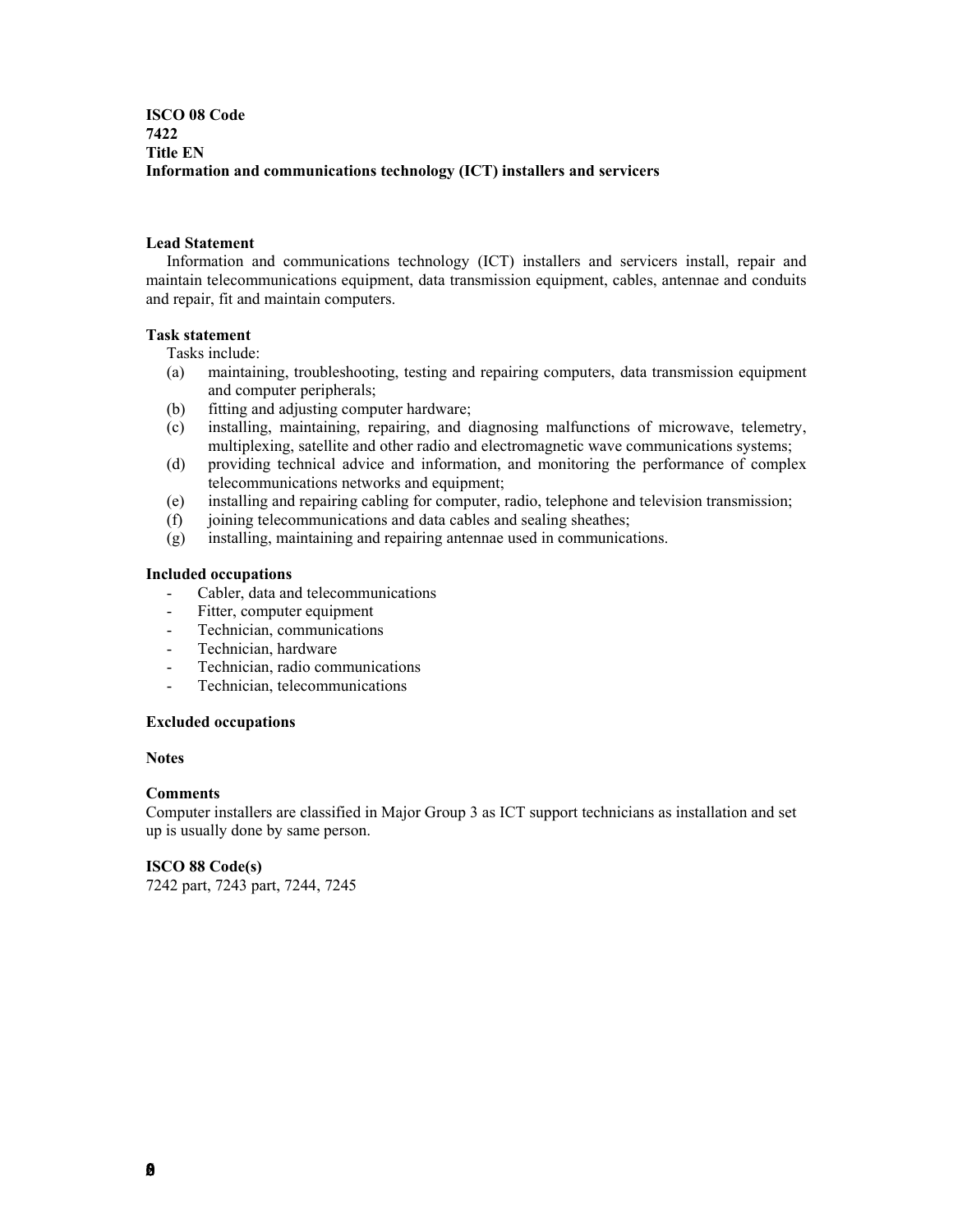**ISCO 08 Code**
**7422**
**Title EN**
**Information and communications technology (ICT) installers and servicers**

**Lead Statement**

Information and communications technology (ICT) installers and servicers install, repair and maintain telecommunications equipment, data transmission equipment, cables, antennae and conduits and repair, fit and maintain computers.

**Task statement**

Tasks include:

(a) maintaining, troubleshooting, testing and repairing computers, data transmission equipment and computer peripherals;
(b) fitting and adjusting computer hardware;
(c) installing, maintaining, repairing, and diagnosing malfunctions of microwave, telemetry, multiplexing, satellite and other radio and electromagnetic wave communications systems;
(d) providing technical advice and information, and monitoring the performance of complex telecommunications networks and equipment;
(e) installing and repairing cabling for computer, radio, telephone and television transmission;
(f) joining telecommunications and data cables and sealing sheathes;
(g) installing, maintaining and repairing antennae used in communications.

**Included occupations**

- Cabler, data and telecommunications
- Fitter, computer equipment
- Technician, communications
- Technician, hardware
- Technician, radio communications
- Technician, telecommunications

**Excluded occupations**

**Notes**

**Comments**

Computer installers are classified in Major Group 3 as ICT support technicians as installation and set up is usually done by same person.

**ISCO 88 Code(s)**

7242 part, 7243 part, 7244, 7245